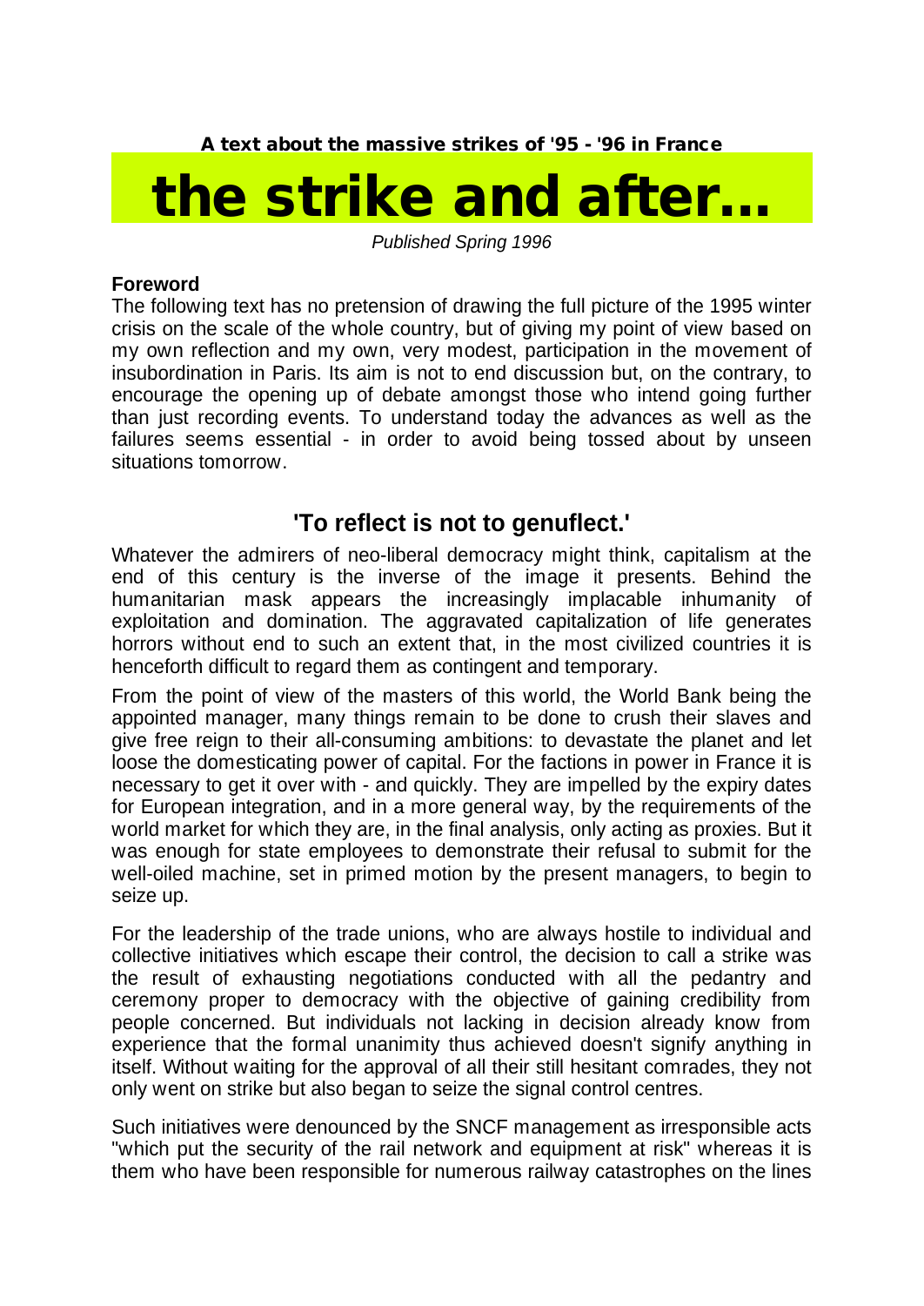**A text about the massive strikes of '95 - '96 in France**

# the strike and after...

*Published Spring 1996*

**Foreword**

The following text has no pretension of drawing the full picture of the 1995 winter crisis on the scale of the whole country, but of giving my point of view based on my own reflection and my own, very modest, participation in the movement of insubordination in Paris. Its aim is not to end discussion but, on the contrary, to encourage the opening up of debate amongst those who intend going further than just recording events. To understand today the advances as well as the failures seems essential - in order to avoid being tossed about by unseen situations tomorrow.

## 'To reflect is not to genuflect.'

Whatever the admirers of neo-liberal democracy might think, capitalism at the end of this century is the inverse of the image it presents. Behind the humanitarian mask appears the increasingly implacable inhumanity of exploitation and domination. The aggravated capitalization of life generates horrors without end to such an extent that, in the most civilized countries it is henceforth difficult to regard them as contingent and temporary.

From the point of view of the masters of this world, the World Bank being the appointed manager, many things remain to be done to crush their slaves and give free reign to their all-consuming ambitions: to devastate the planet and let loose the domesticating power of capital. For the factions in power in France it is necessary to get it over with - and quickly. They are impelled by the expiry dates for European integration, and in a more general way, by the requirements of the world market for which they are, in the final analysis, only acting as proxies. But it was enough for state employees to demonstrate their refusal to submit for the well-oiled machine, set in primed motion by the present managers, to begin to seize up.

For the leadership of the trade unions, who are always hostile to individual and collective initiatives which escape their control, the decision to call a strike was the result of exhausting negotiations conducted with all the pedantry and ceremony proper to democracy with the objective of gaining credibility from people concerned. But individuals not lacking in decision already know from experience that the formal unanimity thus achieved doesn't signify anything in itself. Without waiting for the approval of all their still hesitant comrades, they not only went on strike but also began to seize the signal control centres.

Such initiatives were denounced by the SNCF management as irresponsible acts "which put the security of the rail network and equipment at risk" whereas it is them who have been responsible for numerous railway catastrophes on the lines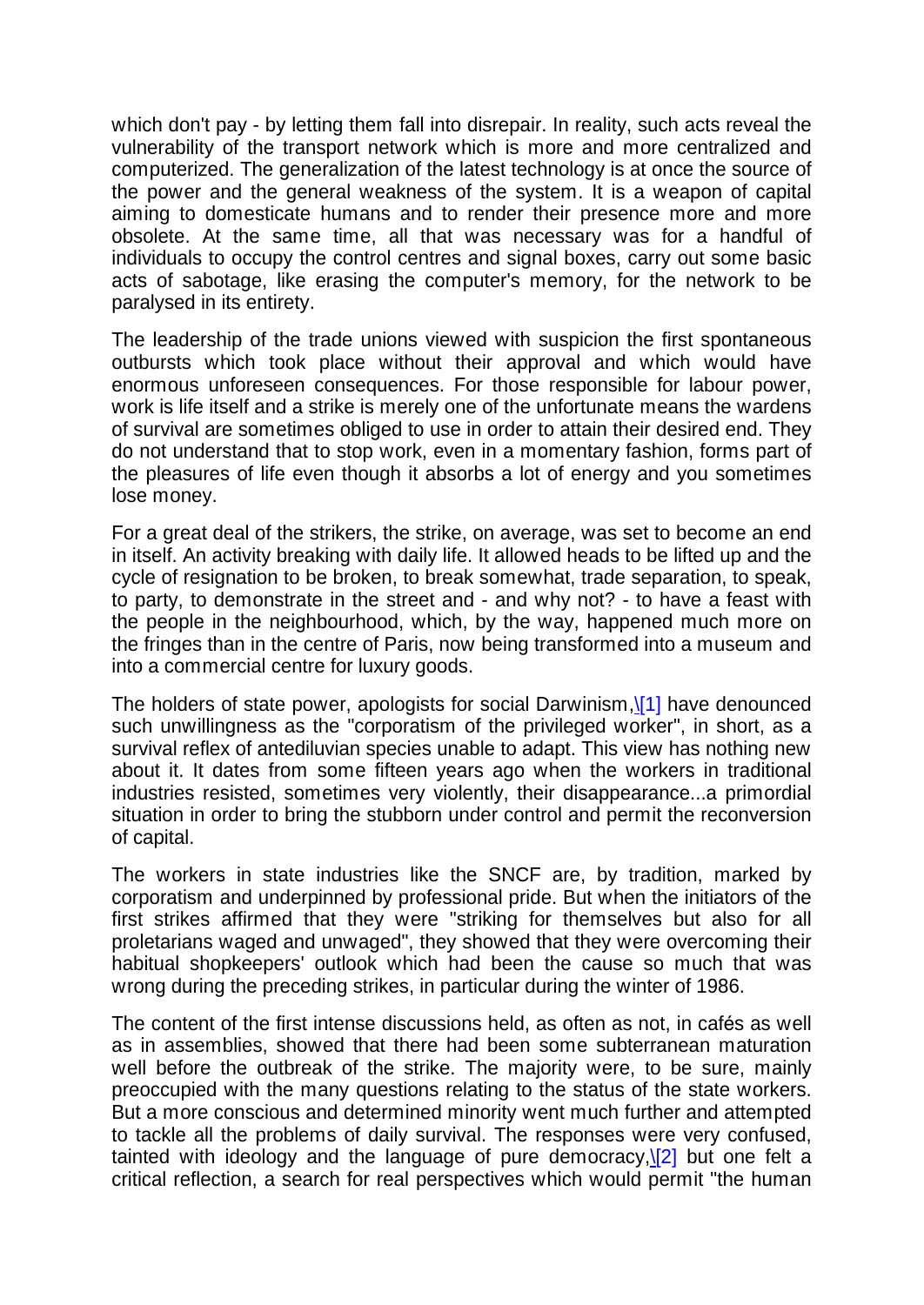which don't pay - by letting them fall into disrepair. In reality, such acts reveal the vulnerability of the transport network which is more and more centralized and computerized. The generalization of the latest technology is at once the source of the power and the general weakness of the system. It is a weapon of capital aiming to domesticate humans and to render their presence more and more obsolete. At the same time, all that was necessary was for a handful of individuals to occupy the control centres and signal boxes, carry out some basic acts of sabotage, like erasing the computer's memory, for the network to be paralysed in its entirety.

The leadership of the trade unions viewed with suspicion the first spontaneous outbursts which took place without their approval and which would have enormous unforeseen consequences. For those responsible for labour power, work is life itself and a strike is merely one of the unfortunate means the wardens of survival are sometimes obliged to use in order to attain their desired end. They do not understand that to stop work, even in a momentary fashion, forms part of the pleasures of life even though it absorbs a lot of energy and you sometimes lose money.

For a great deal of the strikers, the strike, on average, was set to become an end in itself. An activity breaking with daily life. It allowed heads to be lifted up and the cycle of resignation to be broken, to break somewhat, trade separation, to speak, to party, to demonstrate in the street and - and why not? - to have a feast with the people in the neighbourhood, which, by the way, happened much more on the fringes than in the centre of Paris, now being transformed into a museum and into a commercial centre for luxury goods.

The holders of state power, apologists for social Darwinism,[1] have denounced such unwillingness as the "corporatism of the privileged worker", in short, as a survival reflex of antediluvian species unable to adapt. This view has nothing new about it. It dates from some fifteen years ago when the workers in traditional industries resisted, sometimes very violently, their disappearance...a primordial situation in order to bring the stubborn under control and permit the reconversion of capital.

The workers in state industries like the SNCF are, by tradition, marked by corporatism and underpinned by professional pride. But when the initiators of the first strikes affirmed that they were "striking for themselves but also for all proletarians waged and unwaged", they showed that they were overcoming their habitual shopkeepers' outlook which had been the cause so much that was wrong during the preceding strikes, in particular during the winter of 1986.

The content of the first intense discussions held, as often as not, in cafés as well as in assemblies, showed that there had been some subterranean maturation well before the outbreak of the strike. The majority were, to be sure, mainly preoccupied with the many questions relating to the status of the state workers. But a more conscious and determined minority went much further and attempted to tackle all the problems of daily survival. The responses were very confused, tainted with ideology and the language of pure democracy,[2] but one felt a critical reflection, a search for real perspectives which would permit "the human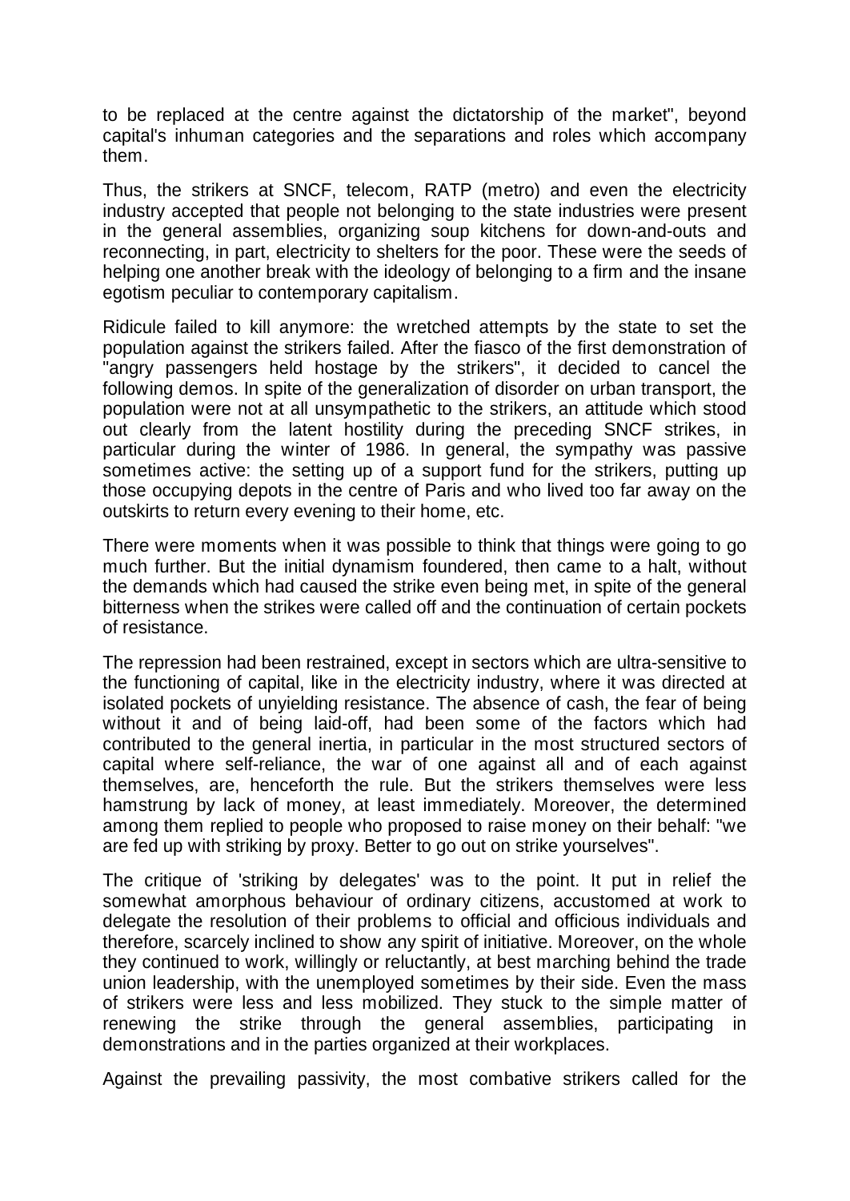to be replaced at the centre against the dictatorship of the market", beyond capital's inhuman categories and the separations and roles which accompany them.

Thus, the strikers at SNCF, telecom, RATP (metro) and even the electricity industry accepted that people not belonging to the state industries were present in the general assemblies, organizing soup kitchens for down-and-outs and reconnecting, in part, electricity to shelters for the poor. These were the seeds of helping one another break with the ideology of belonging to a firm and the insane egotism peculiar to contemporary capitalism.

Ridicule failed to kill anymore: the wretched attempts by the state to set the population against the strikers failed. After the fiasco of the first demonstration of "angry passengers held hostage by the strikers", it decided to cancel the following demos. In spite of the generalization of disorder on urban transport, the population were not at all unsympathetic to the strikers, an attitude which stood out clearly from the latent hostility during the preceding SNCF strikes, in particular during the winter of 1986. In general, the sympathy was passive sometimes active: the setting up of a support fund for the strikers, putting up those occupying depots in the centre of Paris and who lived too far away on the outskirts to return every evening to their home, etc.

There were moments when it was possible to think that things were going to go much further. But the initial dynamism foundered, then came to a halt, without the demands which had caused the strike even being met, in spite of the general bitterness when the strikes were called off and the continuation of certain pockets of resistance.

The repression had been restrained, except in sectors which are ultra-sensitive to the functioning of capital, like in the electricity industry, where it was directed at isolated pockets of unyielding resistance. The absence of cash, the fear of being without it and of being laid-off, had been some of the factors which had contributed to the general inertia, in particular in the most structured sectors of capital where self-reliance, the war of one against all and of each against themselves, are, henceforth the rule. But the strikers themselves were less hamstrung by lack of money, at least immediately. Moreover, the determined among them replied to people who proposed to raise money on their behalf: "we are fed up with striking by proxy. Better to go out on strike yourselves".

The critique of 'striking by delegates' was to the point. It put in relief the somewhat amorphous behaviour of ordinary citizens, accustomed at work to delegate the resolution of their problems to official and officious individuals and therefore, scarcely inclined to show any spirit of initiative. Moreover, on the whole they continued to work, willingly or reluctantly, at best marching behind the trade union leadership, with the unemployed sometimes by their side. Even the mass of strikers were less and less mobilized. They stuck to the simple matter of renewing the strike through the general assemblies, participating in demonstrations and in the parties organized at their workplaces.

Against the prevailing passivity, the most combative strikers called for the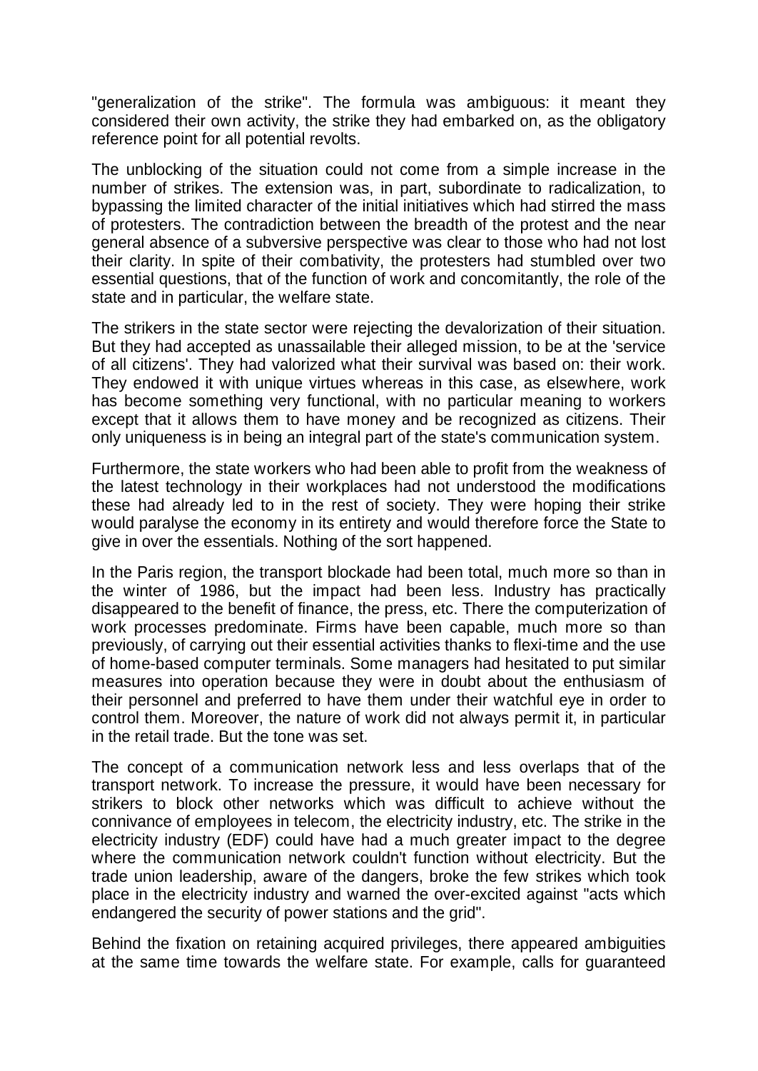"generalization of the strike". The formula was ambiguous: it meant they considered their own activity, the strike they had embarked on, as the obligatory reference point for all potential revolts.

The unblocking of the situation could not come from a simple increase in the number of strikes. The extension was, in part, subordinate to radicalization, to bypassing the limited character of the initial initiatives which had stirred the mass of protesters. The contradiction between the breadth of the protest and the near general absence of a subversive perspective was clear to those who had not lost their clarity. In spite of their combativity, the protesters had stumbled over two essential questions, that of the function of work and concomitantly, the role of the state and in particular, the welfare state.

The strikers in the state sector were rejecting the devalorization of their situation. But they had accepted as unassailable their alleged mission, to be at the 'service of all citizens'. They had valorized what their survival was based on: their work. They endowed it with unique virtues whereas in this case, as elsewhere, work has become something very functional, with no particular meaning to workers except that it allows them to have money and be recognized as citizens. Their only uniqueness is in being an integral part of the state's communication system.

Furthermore, the state workers who had been able to profit from the weakness of the latest technology in their workplaces had not understood the modifications these had already led to in the rest of society. They were hoping their strike would paralyse the economy in its entirety and would therefore force the State to give in over the essentials. Nothing of the sort happened.

In the Paris region, the transport blockade had been total, much more so than in the winter of 1986, but the impact had been less. Industry has practically disappeared to the benefit of finance, the press, etc. There the computerization of work processes predominate. Firms have been capable, much more so than previously, of carrying out their essential activities thanks to flexi-time and the use of home-based computer terminals. Some managers had hesitated to put similar measures into operation because they were in doubt about the enthusiasm of their personnel and preferred to have them under their watchful eye in order to control them. Moreover, the nature of work did not always permit it, in particular in the retail trade. But the tone was set.

The concept of a communication network less and less overlaps that of the transport network. To increase the pressure, it would have been necessary for strikers to block other networks which was difficult to achieve without the connivance of employees in telecom, the electricity industry, etc. The strike in the electricity industry (EDF) could have had a much greater impact to the degree where the communication network couldn't function without electricity. But the trade union leadership, aware of the dangers, broke the few strikes which took place in the electricity industry and warned the over-excited against "acts which endangered the security of power stations and the grid".

Behind the fixation on retaining acquired privileges, there appeared ambiguities at the same time towards the welfare state. For example, calls for guaranteed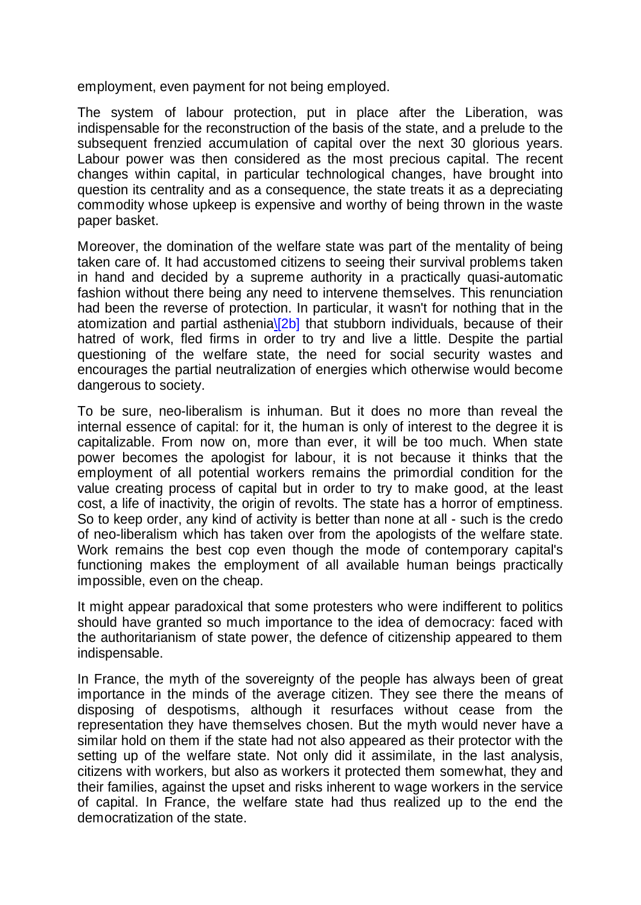employment, even payment for not being employed.

The system of labour protection, put in place after the Liberation, was indispensable for the reconstruction of the basis of the state, and a prelude to the subsequent frenzied accumulation of capital over the next 30 glorious years. Labour power was then considered as the most precious capital. The recent changes within capital, in particular technological changes, have brought into question its centrality and as a consequence, the state treats it as a depreciating commodity whose upkeep is expensive and worthy of being thrown in the waste paper basket.

Moreover, the domination of the welfare state was part of the mentality of being taken care of. It had accustomed citizens to seeing their survival problems taken in hand and decided by a supreme authority in a practically quasi-automatic fashion without there being any need to intervene themselves. This renunciation had been the reverse of protection. In particular, it wasn't for nothing that in the atomization and partial asthenia[2b] that stubborn individuals, because of their hatred of work, fled firms in order to try and live a little. Despite the partial questioning of the welfare state, the need for social security wastes and encourages the partial neutralization of energies which otherwise would become dangerous to society.

To be sure, neo-liberalism is inhuman. But it does no more than reveal the internal essence of capital: for it, the human is only of interest to the degree it is capitalizable. From now on, more than ever, it will be too much. When state power becomes the apologist for labour, it is not because it thinks that the employment of all potential workers remains the primordial condition for the value creating process of capital but in order to try to make good, at the least cost, a life of inactivity, the origin of revolts. The state has a horror of emptiness. So to keep order, any kind of activity is better than none at all - such is the credo of neo-liberalism which has taken over from the apologists of the welfare state. Work remains the best cop even though the mode of contemporary capital's functioning makes the employment of all available human beings practically impossible, even on the cheap.

It might appear paradoxical that some protesters who were indifferent to politics should have granted so much importance to the idea of democracy: faced with the authoritarianism of state power, the defence of citizenship appeared to them indispensable.

In France, the myth of the sovereignty of the people has always been of great importance in the minds of the average citizen. They see there the means of disposing of despotisms, although it resurfaces without cease from the representation they have themselves chosen. But the myth would never have a similar hold on them if the state had not also appeared as their protector with the setting up of the welfare state. Not only did it assimilate, in the last analysis, citizens with workers, but also as workers it protected them somewhat, they and their families, against the upset and risks inherent to wage workers in the service of capital. In France, the welfare state had thus realized up to the end the democratization of the state.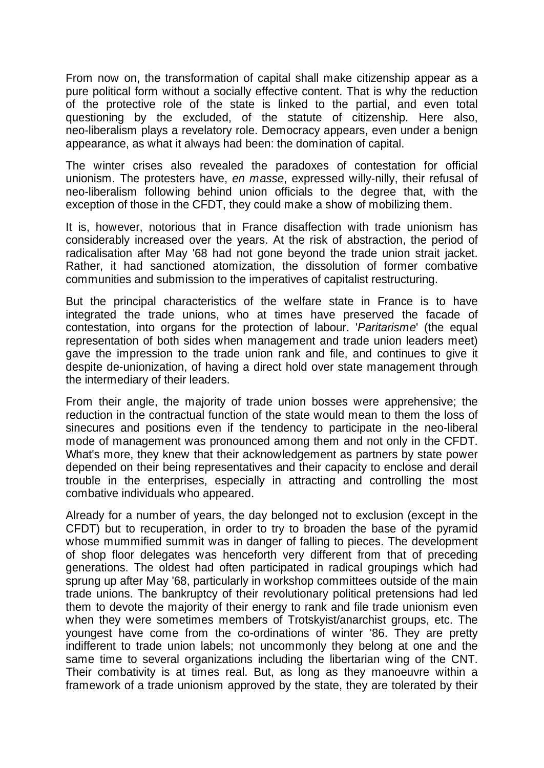From now on, the transformation of capital shall make citizenship appear as a pure political form without a socially effective content. That is why the reduction of the protective role of the state is linked to the partial, and even total questioning by the excluded, of the statute of citizenship. Here also, neo-liberalism plays a revelatory role. Democracy appears, even under a benign appearance, as what it always had been: the domination of capital.

The winter crises also revealed the paradoxes of contestation for official unionism. The protesters have, *en masse*, expressed willy-nilly, their refusal of neo-liberalism following behind union officials to the degree that, with the exception of those in the CFDT, they could make a show of mobilizing them.

It is, however, notorious that in France disaffection with trade unionism has considerably increased over the years. At the risk of abstraction, the period of radicalisation after May '68 had not gone beyond the trade union strait jacket. Rather, it had sanctioned atomization, the dissolution of former combative communities and submission to the imperatives of capitalist restructuring.

But the principal characteristics of the welfare state in France is to have integrated the trade unions, who at times have preserved the facade of contestation, into organs for the protection of labour. '*Paritarisme*' (the equal representation of both sides when management and trade union leaders meet) gave the impression to the trade union rank and file, and continues to give it despite de-unionization, of having a direct hold over state management through the intermediary of their leaders.

From their angle, the majority of trade union bosses were apprehensive; the reduction in the contractual function of the state would mean to them the loss of sinecures and positions even if the tendency to participate in the neo-liberal mode of management was pronounced among them and not only in the CFDT. What's more, they knew that their acknowledgement as partners by state power depended on their being representatives and their capacity to enclose and derail trouble in the enterprises, especially in attracting and controlling the most combative individuals who appeared.

Already for a number of years, the day belonged not to exclusion (except in the CFDT) but to recuperation, in order to try to broaden the base of the pyramid whose mummified summit was in danger of falling to pieces. The development of shop floor delegates was henceforth very different from that of preceding generations. The oldest had often participated in radical groupings which had sprung up after May '68, particularly in workshop committees outside of the main trade unions. The bankruptcy of their revolutionary political pretensions had led them to devote the majority of their energy to rank and file trade unionism even when they were sometimes members of Trotskyist/anarchist groups, etc. The youngest have come from the co-ordinations of winter '86. They are pretty indifferent to trade union labels; not uncommonly they belong at one and the same time to several organizations including the libertarian wing of the CNT. Their combativity is at times real. But, as long as they manoeuvre within a framework of a trade unionism approved by the state, they are tolerated by their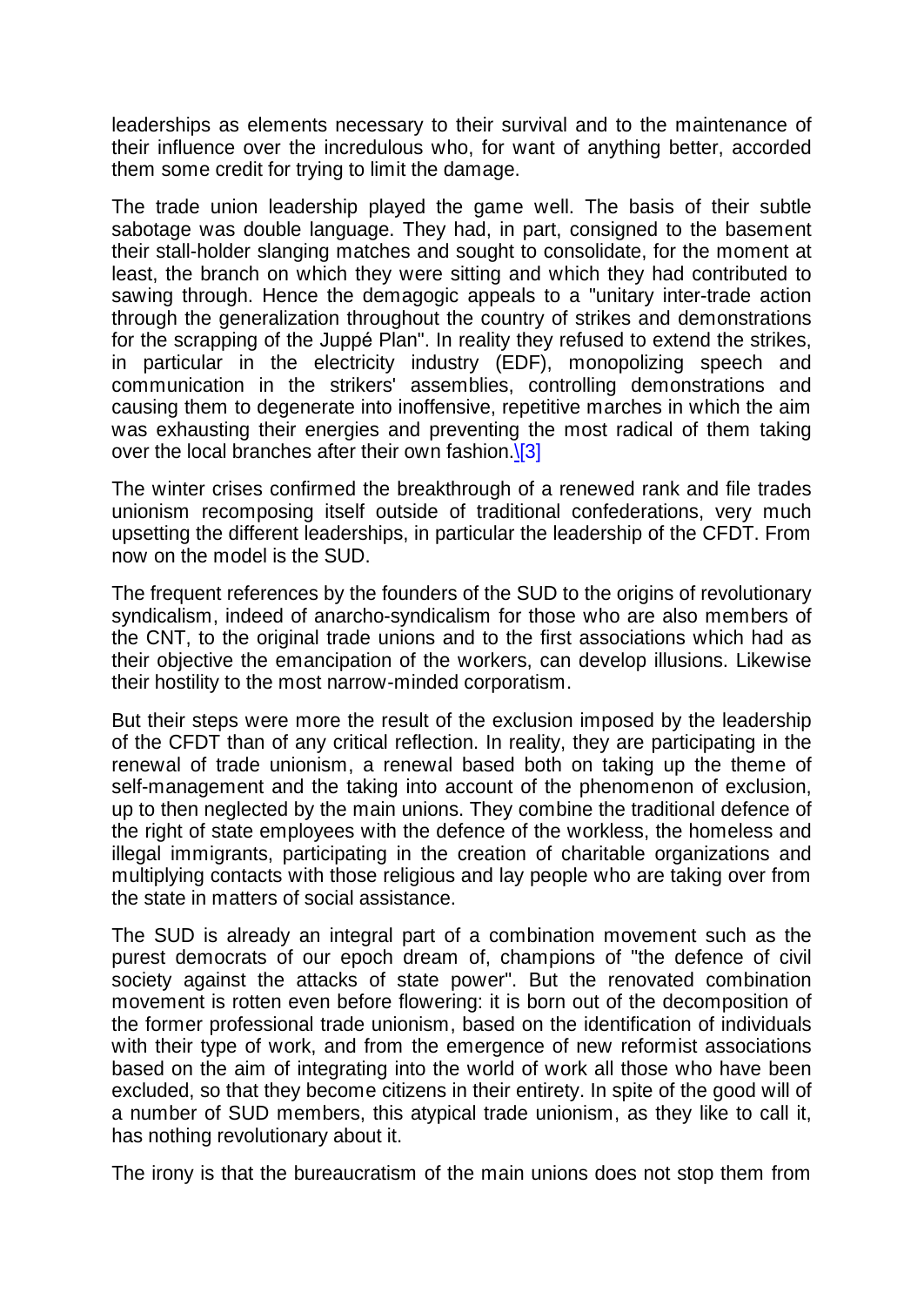leaderships as elements necessary to their survival and to the maintenance of their influence over the incredulous who, for want of anything better, accorded them some credit for trying to limit the damage.

The trade union leadership played the game well. The basis of their subtle sabotage was double language. They had, in part, consigned to the basement their stall-holder slanging matches and sought to consolidate, for the moment at least, the branch on which they were sitting and which they had contributed to sawing through. Hence the demagogic appeals to a "unitary inter-trade action through the generalization throughout the country of strikes and demonstrations for the scrapping of the Juppé Plan". In reality they refused to extend the strikes, in particular in the electricity industry (EDF), monopolizing speech and communication in the strikers' assemblies, controlling demonstrations and causing them to degenerate into inoffensive, repetitive marches in which the aim was exhausting their energies and preventing the most radical of them taking over the local branches after their own fashion.[3]

The winter crises confirmed the breakthrough of a renewed rank and file trades unionism recomposing itself outside of traditional confederations, very much upsetting the different leaderships, in particular the leadership of the CFDT. From now on the model is the SUD.

The frequent references by the founders of the SUD to the origins of revolutionary syndicalism, indeed of anarcho-syndicalism for those who are also members of the CNT, to the original trade unions and to the first associations which had as their objective the emancipation of the workers, can develop illusions. Likewise their hostility to the most narrow-minded corporatism.

But their steps were more the result of the exclusion imposed by the leadership of the CFDT than of any critical reflection. In reality, they are participating in the renewal of trade unionism, a renewal based both on taking up the theme of self-management and the taking into account of the phenomenon of exclusion, up to then neglected by the main unions. They combine the traditional defence of the right of state employees with the defence of the workless, the homeless and illegal immigrants, participating in the creation of charitable organizations and multiplying contacts with those religious and lay people who are taking over from the state in matters of social assistance.

The SUD is already an integral part of a combination movement such as the purest democrats of our epoch dream of, champions of "the defence of civil society against the attacks of state power". But the renovated combination movement is rotten even before flowering: it is born out of the decomposition of the former professional trade unionism, based on the identification of individuals with their type of work, and from the emergence of new reformist associations based on the aim of integrating into the world of work all those who have been excluded, so that they become citizens in their entirety. In spite of the good will of a number of SUD members, this atypical trade unionism, as they like to call it, has nothing revolutionary about it.

The irony is that the bureaucratism of the main unions does not stop them from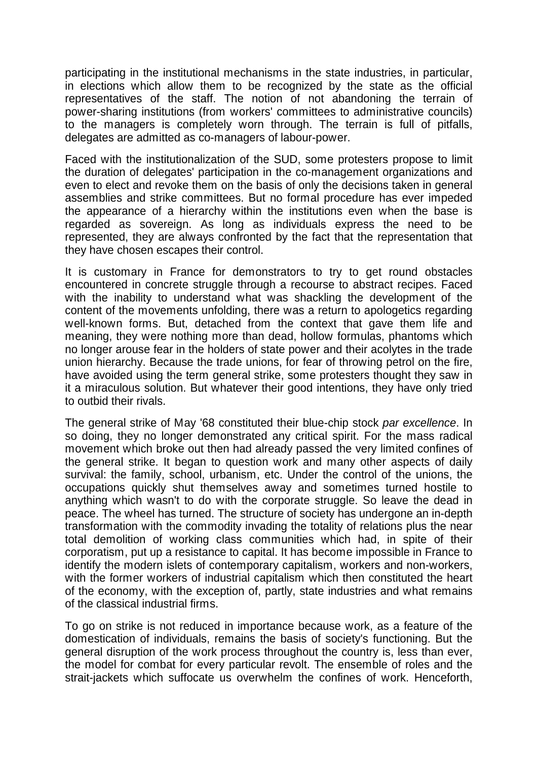participating in the institutional mechanisms in the state industries, in particular, in elections which allow them to be recognized by the state as the official representatives of the staff. The notion of not abandoning the terrain of power-sharing institutions (from workers' committees to administrative councils) to the managers is completely worn through. The terrain is full of pitfalls, delegates are admitted as co-managers of labour-power.

Faced with the institutionalization of the SUD, some protesters propose to limit the duration of delegates' participation in the co-management organizations and even to elect and revoke them on the basis of only the decisions taken in general assemblies and strike committees. But no formal procedure has ever impeded the appearance of a hierarchy within the institutions even when the base is regarded as sovereign. As long as individuals express the need to be represented, they are always confronted by the fact that the representation that they have chosen escapes their control.

It is customary in France for demonstrators to try to get round obstacles encountered in concrete struggle through a recourse to abstract recipes. Faced with the inability to understand what was shackling the development of the content of the movements unfolding, there was a return to apologetics regarding well-known forms. But, detached from the context that gave them life and meaning, they were nothing more than dead, hollow formulas, phantoms which no longer arouse fear in the holders of state power and their acolytes in the trade union hierarchy. Because the trade unions, for fear of throwing petrol on the fire, have avoided using the term general strike, some protesters thought they saw in it a miraculous solution. But whatever their good intentions, they have only tried to outbid their rivals.

The general strike of May '68 constituted their blue-chip stock *par excellence*. In so doing, they no longer demonstrated any critical spirit. For the mass radical movement which broke out then had already passed the very limited confines of the general strike. It began to question work and many other aspects of daily survival: the family, school, urbanism, etc. Under the control of the unions, the occupations quickly shut themselves away and sometimes turned hostile to anything which wasn't to do with the corporate struggle. So leave the dead in peace. The wheel has turned. The structure of society has undergone an in-depth transformation with the commodity invading the totality of relations plus the near total demolition of working class communities which had, in spite of their corporatism, put up a resistance to capital. It has become impossible in France to identify the modern islets of contemporary capitalism, workers and non-workers, with the former workers of industrial capitalism which then constituted the heart of the economy, with the exception of, partly, state industries and what remains of the classical industrial firms.

To go on strike is not reduced in importance because work, as a feature of the domestication of individuals, remains the basis of society's functioning. But the general disruption of the work process throughout the country is, less than ever, the model for combat for every particular revolt. The ensemble of roles and the strait-jackets which suffocate us overwhelm the confines of work. Henceforth,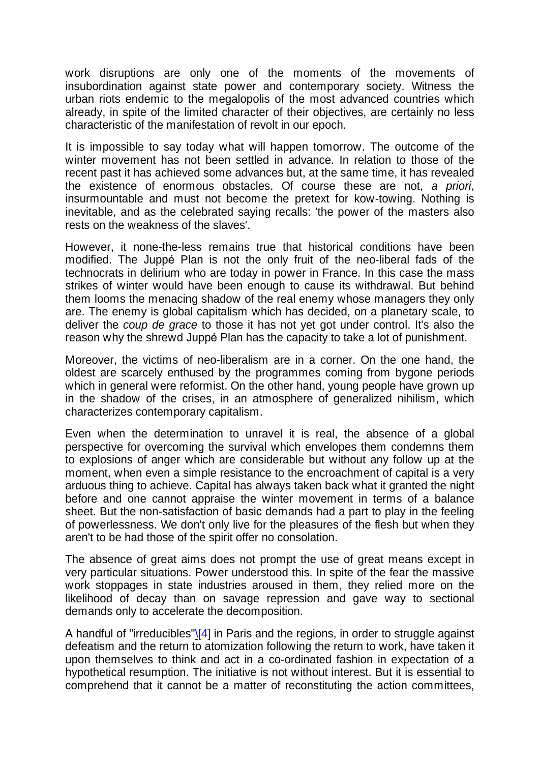work disruptions are only one of the moments of the movements of insubordination against state power and contemporary society. Witness the urban riots endemic to the megalopolis of the most advanced countries which already, in spite of the limited character of their objectives, are certainly no less characteristic of the manifestation of revolt in our epoch.

It is impossible to say today what will happen tomorrow. The outcome of the winter movement has not been settled in advance. In relation to those of the recent past it has achieved some advances but, at the same time, it has revealed the existence of enormous obstacles. Of course these are not, *a priori*, insurmountable and must not become the pretext for kow-towing. Nothing is inevitable, and as the celebrated saying recalls: 'the power of the masters also rests on the weakness of the slaves'.

However, it none-the-less remains true that historical conditions have been modified. The Juppé Plan is not the only fruit of the neo-liberal fads of the technocrats in delirium who are today in power in France. In this case the mass strikes of winter would have been enough to cause its withdrawal. But behind them looms the menacing shadow of the real enemy whose managers they only are. The enemy is global capitalism which has decided, on a planetary scale, to deliver the *coup de grace* to those it has not yet got under control. It's also the reason why the shrewd Juppé Plan has the capacity to take a lot of punishment.

Moreover, the victims of neo-liberalism are in a corner. On the one hand, the oldest are scarcely enthused by the programmes coming from bygone periods which in general were reformist. On the other hand, young people have grown up in the shadow of the crises, in an atmosphere of generalized nihilism, which characterizes contemporary capitalism.

Even when the determination to unravel it is real, the absence of a global perspective for overcoming the survival which envelopes them condemns them to explosions of anger which are considerable but without any follow up at the moment, when even a simple resistance to the encroachment of capital is a very arduous thing to achieve. Capital has always taken back what it granted the night before and one cannot appraise the winter movement in terms of a balance sheet. But the non-satisfaction of basic demands had a part to play in the feeling of powerlessness. We don't only live for the pleasures of the flesh but when they aren't to be had those of the spirit offer no consolation.

The absence of great aims does not prompt the use of great means except in very particular situations. Power understood this. In spite of the fear the massive work stoppages in state industries aroused in them, they relied more on the likelihood of decay than on savage repression and gave way to sectional demands only to accelerate the decomposition.

A handful of "irreducibles"[4] in Paris and the regions, in order to struggle against defeatism and the return to atomization following the return to work, have taken it upon themselves to think and act in a co-ordinated fashion in expectation of a hypothetical resumption. The initiative is not without interest. But it is essential to comprehend that it cannot be a matter of reconstituting the action committees,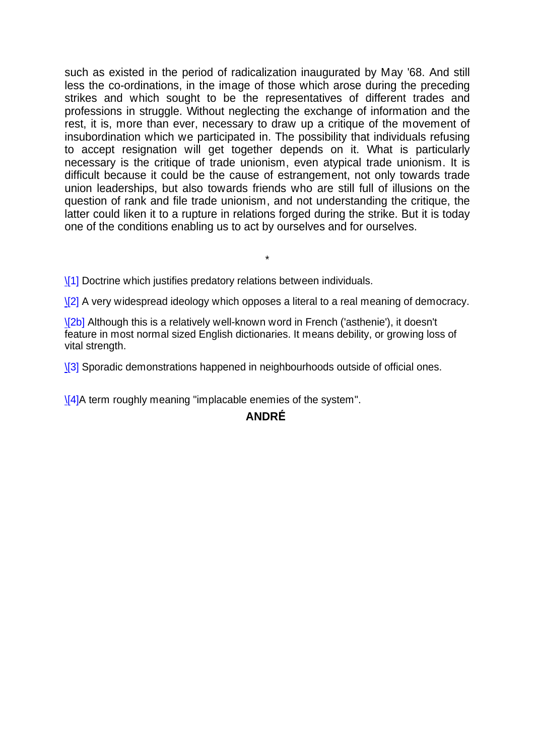such as existed in the period of radicalization inaugurated by May '68. And still less the co-ordinations, in the image of those which arose during the preceding strikes and which sought to be the representatives of different trades and professions in struggle. Without neglecting the exchange of information and the rest, it is, more than ever, necessary to draw up a critique of the movement of insubordination which we participated in. The possibility that individuals refusing to accept resignation will get together depends on it. What is particularly necessary is the critique of trade unionism, even atypical trade unionism. It is difficult because it could be the cause of estrangement, not only towards trade union leaderships, but also towards friends who are still full of illusions on the question of rank and file trade unionism, and not understanding the critique, the latter could liken it to a rupture in relations forged during the strike. But it is today one of the conditions enabling us to act by ourselves and for ourselves.

*

\[1] Doctrine which justifies predatory relations between individuals.

\[2] A very widespread ideology which opposes a literal to a real meaning of democracy.

\[2b] Although this is a relatively well-known word in French ('asthenie'), it doesn't feature in most normal sized English dictionaries. It means debility, or growing loss of vital strength.

\[3] Sporadic demonstrations happened in neighbourhoods outside of official ones.

\[4]A term roughly meaning "implacable enemies of the system".

**ANDRÉ**